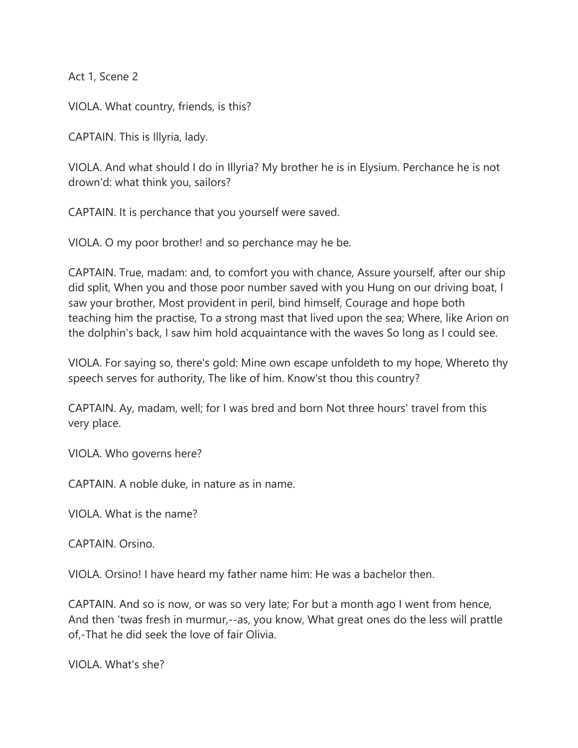Act 1, Scene 2

VIOLA. What country, friends, is this?

CAPTAIN. This is Illyria, lady.

VIOLA. And what should I do in Illyria? My brother he is in Elysium. Perchance he is not drown'd: what think you, sailors?

CAPTAIN. It is perchance that you yourself were saved.

VIOLA. O my poor brother! and so perchance may he be.

CAPTAIN. True, madam: and, to comfort you with chance, Assure yourself, after our ship did split, When you and those poor number saved with you Hung on our driving boat, I saw your brother, Most provident in peril, bind himself, Courage and hope both teaching him the practise, To a strong mast that lived upon the sea; Where, like Arion on the dolphin's back, I saw him hold acquaintance with the waves So long as I could see.

VIOLA. For saying so, there's gold: Mine own escape unfoldeth to my hope, Whereto thy speech serves for authority, The like of him. Know'st thou this country?

CAPTAIN. Ay, madam, well; for I was bred and born Not three hours' travel from this very place.

VIOLA. Who governs here?

CAPTAIN. A noble duke, in nature as in name.

VIOLA. What is the name?

CAPTAIN. Orsino.

VIOLA. Orsino! I have heard my father name him: He was a bachelor then.

CAPTAIN. And so is now, or was so very late; For but a month ago I went from hence, And then 'twas fresh in murmur,--as, you know, What great ones do the less will prattle of,-That he did seek the love of fair Olivia.

VIOLA. What's she?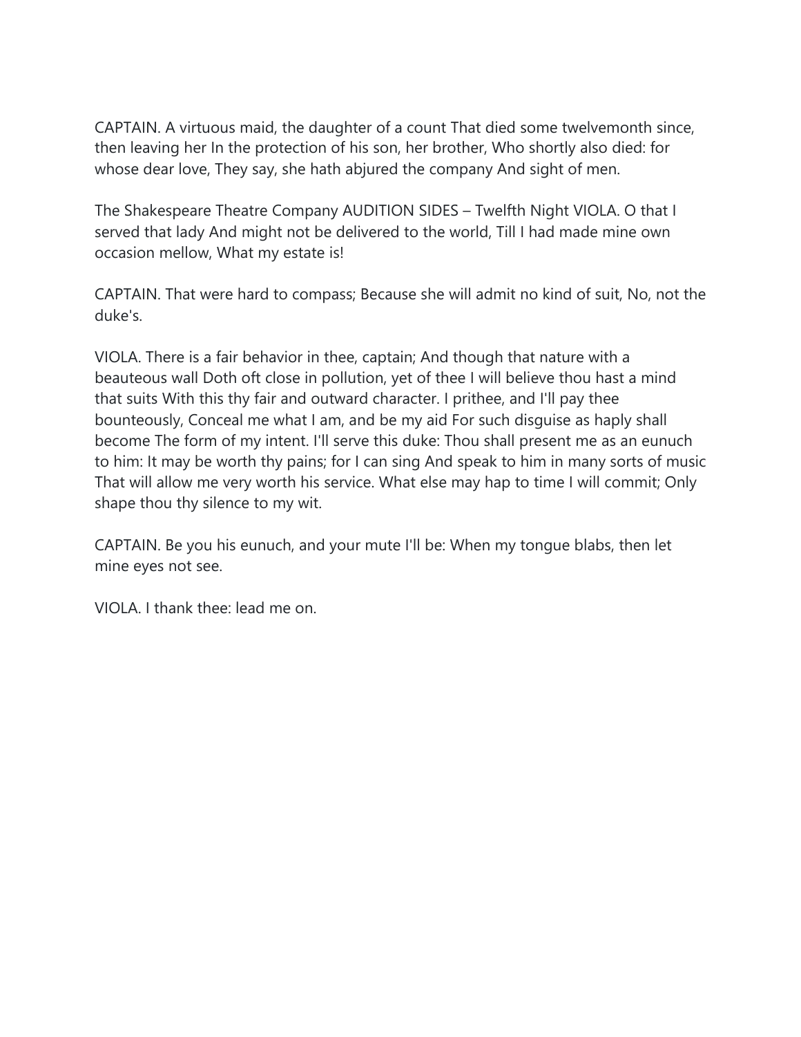CAPTAIN. A virtuous maid, the daughter of a count That died some twelvemonth since, then leaving her In the protection of his son, her brother, Who shortly also died: for whose dear love, They say, she hath abjured the company And sight of men.

The Shakespeare Theatre Company AUDITION SIDES – Twelfth Night VIOLA. O that I served that lady And might not be delivered to the world, Till I had made mine own occasion mellow, What my estate is!

CAPTAIN. That were hard to compass; Because she will admit no kind of suit, No, not the duke's.

VIOLA. There is a fair behavior in thee, captain; And though that nature with a beauteous wall Doth oft close in pollution, yet of thee I will believe thou hast a mind that suits With this thy fair and outward character. I prithee, and I'll pay thee bounteously, Conceal me what I am, and be my aid For such disguise as haply shall become The form of my intent. I'll serve this duke: Thou shall present me as an eunuch to him: It may be worth thy pains; for I can sing And speak to him in many sorts of music That will allow me very worth his service. What else may hap to time I will commit; Only shape thou thy silence to my wit.

CAPTAIN. Be you his eunuch, and your mute I'll be: When my tongue blabs, then let mine eyes not see.

VIOLA. I thank thee: lead me on.